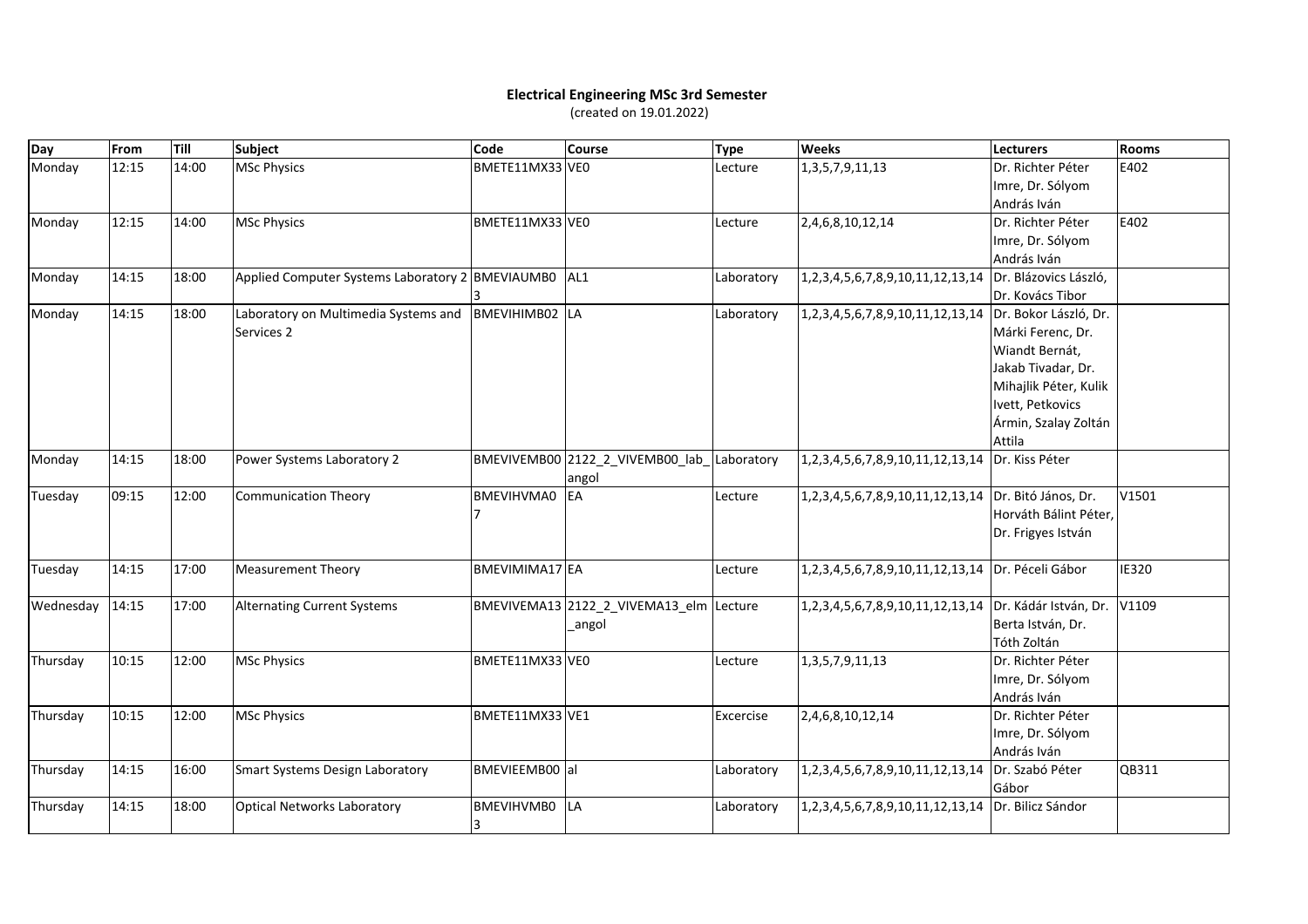**Electrical Engineering MSc 3rd Semester**

(created on 19.01.2022)

| Day | From | Till | Subject | Code | Course | Type | Weeks | Lecturers | Rooms |
|---|---|---|---|---|---|---|---|---|---|
| Monday | 12:15 | 14:00 | MSc Physics | BMETE11MX33 | VE0 | Lecture | 1,3,5,7,9,11,13 | Dr. Richter Péter Imre, Dr. Sólyom András Iván | E402 |
| Monday | 12:15 | 14:00 | MSc Physics | BMETE11MX33 | VE0 | Lecture | 2,4,6,8,10,12,14 | Dr. Richter Péter Imre, Dr. Sólyom András Iván | E402 |
| Monday | 14:15 | 18:00 | Applied Computer Systems Laboratory 2 | BMEVIAUMB03 | AL1 | Laboratory | 1,2,3,4,5,6,7,8,9,10,11,12,13,14 | Dr. Blázovics László, Dr. Kovács Tibor | |
| Monday | 14:15 | 18:00 | Laboratory on Multimedia Systems and Services 2 | BMEVIHIMB02 | LA | Laboratory | 1,2,3,4,5,6,7,8,9,10,11,12,13,14 | Dr. Bokor László, Dr. Márki Ferenc, Dr. Wiandt Bernát, Jakab Tivadar, Dr. Mihajlik Péter, Kulik Ivett, Petkovics Ármin, Szalay Zoltán Attila | |
| Monday | 14:15 | 18:00 | Power Systems Laboratory 2 | BMEVIVEMB00 | 2122_2_VIVEMB00_lab_angol | Laboratory | 1,2,3,4,5,6,7,8,9,10,11,12,13,14 | Dr. Kiss Péter | |
| Tuesday | 09:15 | 12:00 | Communication Theory | BMEVIHVMA07 | EA | Lecture | 1,2,3,4,5,6,7,8,9,10,11,12,13,14 | Dr. Bitó János, Dr. Horváth Bálint Péter, Dr. Frigyes István | V1501 |
| Tuesday | 14:15 | 17:00 | Measurement Theory | BMEVIMIMA17 | EA | Lecture | 1,2,3,4,5,6,7,8,9,10,11,12,13,14 | Dr. Péceli Gábor | IE320 |
| Wednesday | 14:15 | 17:00 | Alternating Current Systems | BMEVIVEMA13 | 2122_2_VIVEMA13_elm_angol | Lecture | 1,2,3,4,5,6,7,8,9,10,11,12,13,14 | Dr. Kádár István, Dr. Berta István, Dr. Tóth Zoltán | V1109 |
| Thursday | 10:15 | 12:00 | MSc Physics | BMETE11MX33 | VE0 | Lecture | 1,3,5,7,9,11,13 | Dr. Richter Péter Imre, Dr. Sólyom András Iván | |
| Thursday | 10:15 | 12:00 | MSc Physics | BMETE11MX33 | VE1 | Excercise | 2,4,6,8,10,12,14 | Dr. Richter Péter Imre, Dr. Sólyom András Iván | |
| Thursday | 14:15 | 16:00 | Smart Systems Design Laboratory | BMEVIEEMB00 | al | Laboratory | 1,2,3,4,5,6,7,8,9,10,11,12,13,14 | Dr. Szabó Péter Gábor | QB311 |
| Thursday | 14:15 | 18:00 | Optical Networks Laboratory | BMEVIHVMB03 | LA | Laboratory | 1,2,3,4,5,6,7,8,9,10,11,12,13,14 | Dr. Bilicz Sándor | |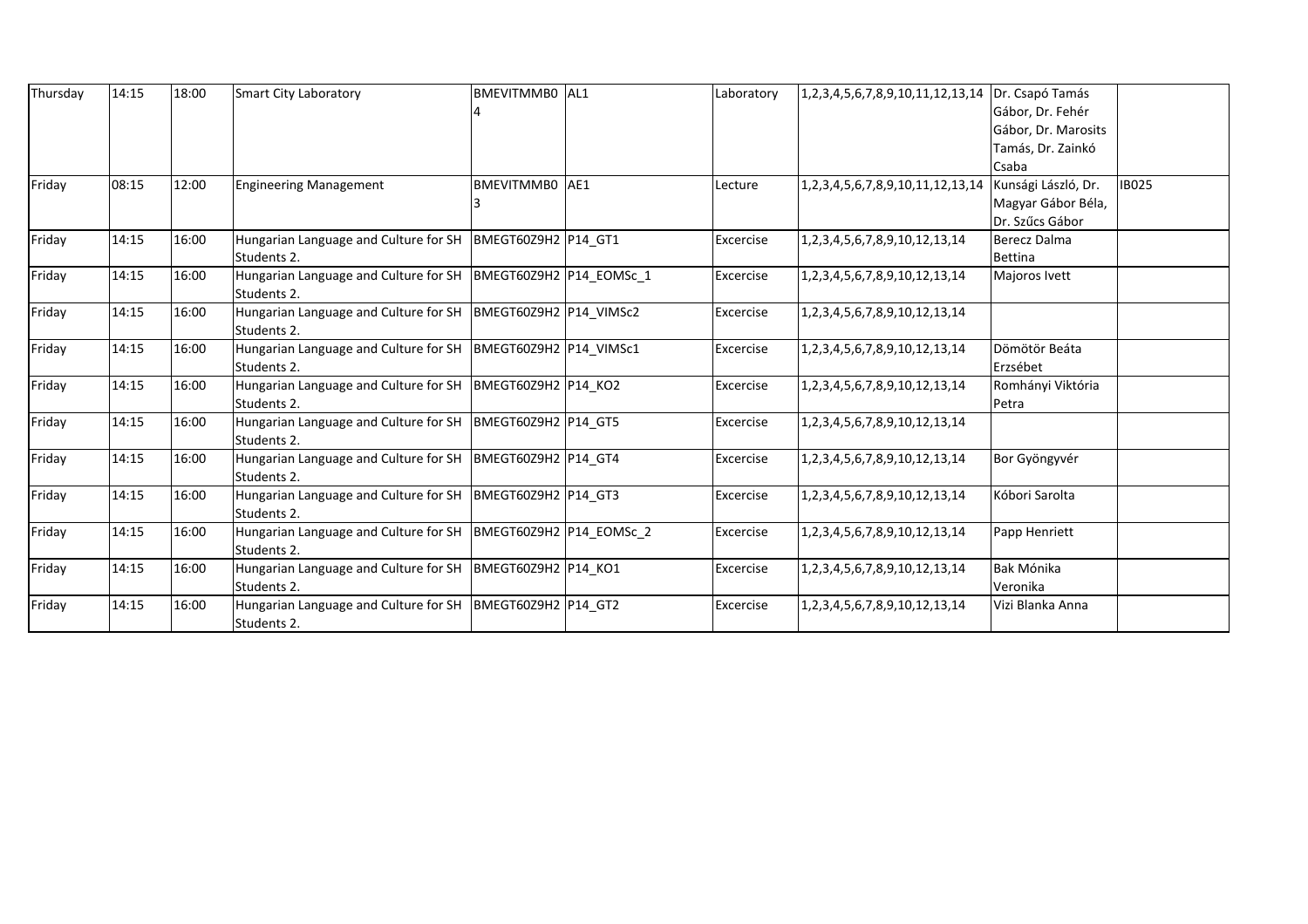| | | | | | | | | | |
|---|---|---|---|---|---|---|---|---|---|
| Thursday | 14:15 | 18:00 | Smart City Laboratory | BMEVITMMB04 | AL1 | Laboratory | 1,2,3,4,5,6,7,8,9,10,11,12,13,14 | Dr. Csapó Tamás Gábor, Dr. Fehér Gábor, Dr. Marosits Tamás, Dr. Zainkó Csaba | |
| Friday | 08:15 | 12:00 | Engineering Management | BMEVITMMB03 | AE1 | Lecture | 1,2,3,4,5,6,7,8,9,10,11,12,13,14 | Kunsági László, Dr. Magyar Gábor Béla, Dr. Szűcs Gábor | IB025 |
| Friday | 14:15 | 16:00 | Hungarian Language and Culture for SH Students 2. | BMEGT60Z9H2 | P14_GT1 | Excercise | 1,2,3,4,5,6,7,8,9,10,12,13,14 | Berecz Dalma Bettina | |
| Friday | 14:15 | 16:00 | Hungarian Language and Culture for SH Students 2. | BMEGT60Z9H2 | P14_EOMSc_1 | Excercise | 1,2,3,4,5,6,7,8,9,10,12,13,14 | Majoros Ivett | |
| Friday | 14:15 | 16:00 | Hungarian Language and Culture for SH Students 2. | BMEGT60Z9H2 | P14_VIMSc2 | Excercise | 1,2,3,4,5,6,7,8,9,10,12,13,14 | | |
| Friday | 14:15 | 16:00 | Hungarian Language and Culture for SH Students 2. | BMEGT60Z9H2 | P14_VIMSc1 | Excercise | 1,2,3,4,5,6,7,8,9,10,12,13,14 | Dömötör Beáta Erzsébet | |
| Friday | 14:15 | 16:00 | Hungarian Language and Culture for SH Students 2. | BMEGT60Z9H2 | P14_KO2 | Excercise | 1,2,3,4,5,6,7,8,9,10,12,13,14 | Romhányi Viktória Petra | |
| Friday | 14:15 | 16:00 | Hungarian Language and Culture for SH Students 2. | BMEGT60Z9H2 | P14_GT5 | Excercise | 1,2,3,4,5,6,7,8,9,10,12,13,14 | | |
| Friday | 14:15 | 16:00 | Hungarian Language and Culture for SH Students 2. | BMEGT60Z9H2 | P14_GT4 | Excercise | 1,2,3,4,5,6,7,8,9,10,12,13,14 | Bor Gyöngyvér | |
| Friday | 14:15 | 16:00 | Hungarian Language and Culture for SH Students 2. | BMEGT60Z9H2 | P14_GT3 | Excercise | 1,2,3,4,5,6,7,8,9,10,12,13,14 | Kóbori Sarolta | |
| Friday | 14:15 | 16:00 | Hungarian Language and Culture for SH Students 2. | BMEGT60Z9H2 | P14_EOMSc_2 | Excercise | 1,2,3,4,5,6,7,8,9,10,12,13,14 | Papp Henriett | |
| Friday | 14:15 | 16:00 | Hungarian Language and Culture for SH Students 2. | BMEGT60Z9H2 | P14_KO1 | Excercise | 1,2,3,4,5,6,7,8,9,10,12,13,14 | Bak Mónika Veronika | |
| Friday | 14:15 | 16:00 | Hungarian Language and Culture for SH Students 2. | BMEGT60Z9H2 | P14_GT2 | Excercise | 1,2,3,4,5,6,7,8,9,10,12,13,14 | Vizi Blanka Anna | |